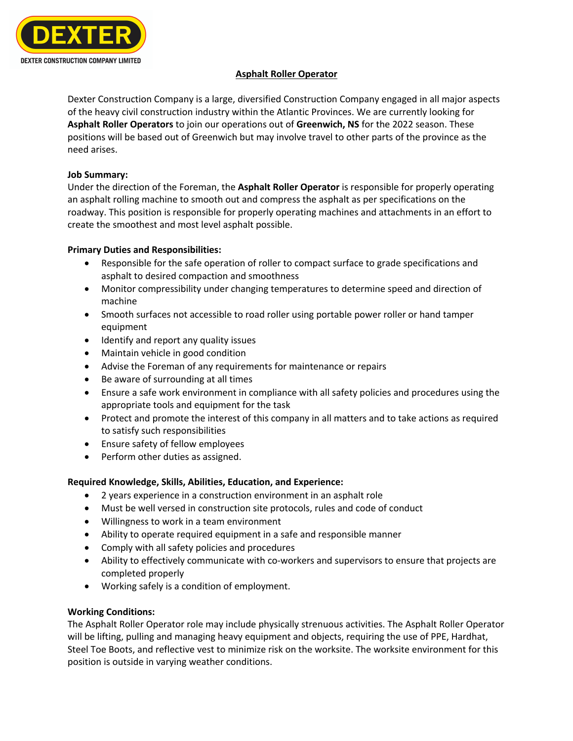DEXTER

DEXTER CONSTRUCTION COMPANY LIMITED

# Asphalt Roller Operator

Dexter Construction Company is a large, diversified Construction Company engaged in all major aspects of the heavy civil construction industry within the Atlantic Provinces. We are currently looking for **Asphalt Roller Operators** to join our operations out of **Greenwich, NS** for the 2022 season. These positions will be based out of Greenwich but may involve travel to other parts of the province as the need arises.

**Job Summary:**

Under the direction of the Foreman, the **Asphalt Roller Operator** is responsible for properly operating an asphalt rolling machine to smooth out and compress the asphalt as per specifications on the roadway. This position is responsible for properly operating machines and attachments in an effort to create the smoothest and most level asphalt possible.

**Primary Duties and Responsibilities:**

- Responsible for the safe operation of roller to compact surface to grade specifications and asphalt to desired compaction and smoothness
- Monitor compressibility under changing temperatures to determine speed and direction of machine
- Smooth surfaces not accessible to road roller using portable power roller or hand tamper equipment
- Identify and report any quality issues
- Maintain vehicle in good condition
- Advise the Foreman of any requirements for maintenance or repairs
- Be aware of surrounding at all times
- Ensure a safe work environment in compliance with all safety policies and procedures using the appropriate tools and equipment for the task
- Protect and promote the interest of this company in all matters and to take actions as required to satisfy such responsibilities
- Ensure safety of fellow employees
- Perform other duties as assigned.

**Required Knowledge, Skills, Abilities, Education, and Experience:**

- 2 years experience in a construction environment in an asphalt role
- Must be well versed in construction site protocols, rules and code of conduct
- Willingness to work in a team environment
- Ability to operate required equipment in a safe and responsible manner
- Comply with all safety policies and procedures
- Ability to effectively communicate with co-workers and supervisors to ensure that projects are completed properly
- Working safely is a condition of employment.

**Working Conditions:**

The Asphalt Roller Operator role may include physically strenuous activities. The Asphalt Roller Operator will be lifting, pulling and managing heavy equipment and objects, requiring the use of PPE, Hardhat, Steel Toe Boots, and reflective vest to minimize risk on the worksite. The worksite environment for this position is outside in varying weather conditions.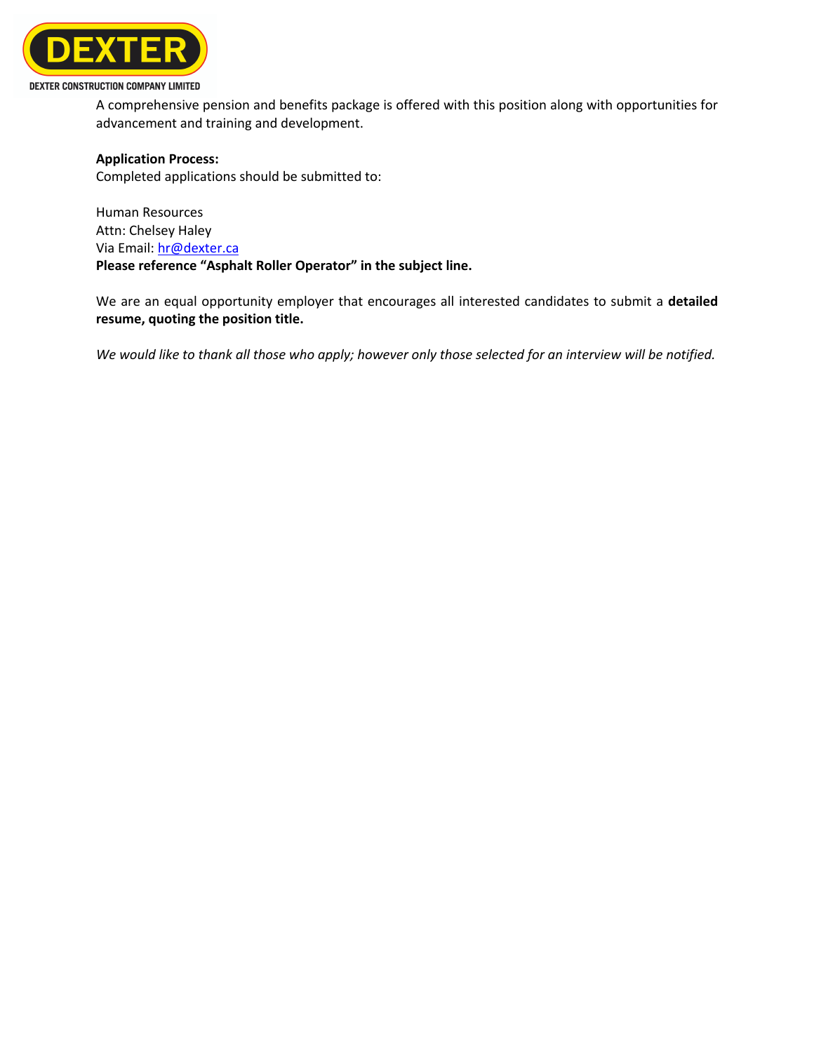A comprehensive pension and benefits package is offered with this position along with opportunities for advancement and training and development.

**Application Process:**
Completed applications should be submitted to:

Human Resources
Attn: Chelsey Haley
Via Email: hr@dexter.ca
**Please reference "Asphalt Roller Operator" in the subject line.**

We are an equal opportunity employer that encourages all interested candidates to submit a **detailed resume, quoting the position title.**

*We would like to thank all those who apply; however only those selected for an interview will be notified.*